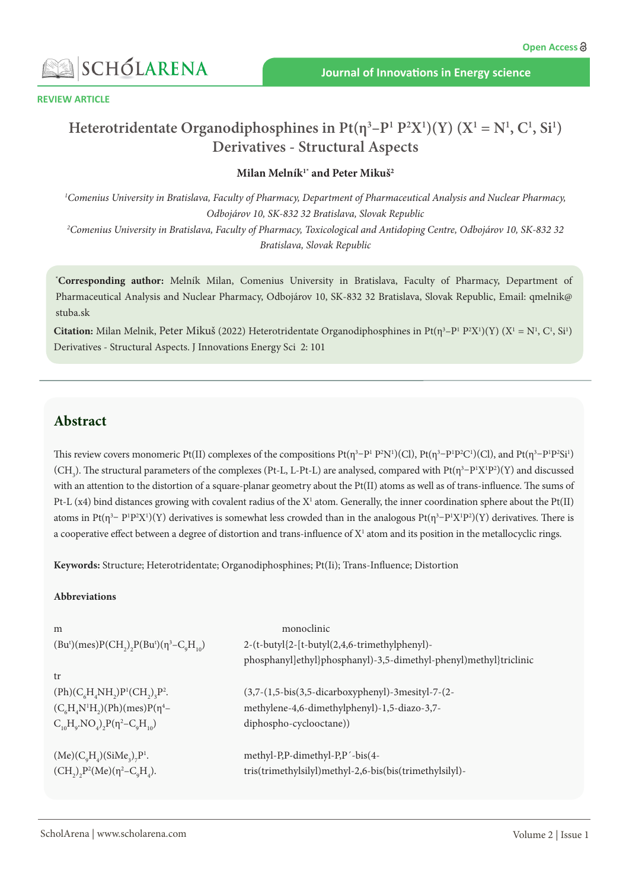REVIEW ARTICLE

# Heterotridentate Organodiphosphines in Pt($\eta^3$–P[1] P[2]X[1])(Y) (X[1] = N[1], C[1], Si[1]) Derivatives - Structural Aspects

**Milan Melník[1*] and Peter Mikuš[2]**

*[1]Comenius University in Bratislava, Faculty of Pharmacy, Department of Pharmaceutical Analysis and Nuclear Pharmacy, Odbojárov 10, SK-832 32 Bratislava, Slovak Republic*

*[2]Comenius University in Bratislava, Faculty of Pharmacy, Toxicological and Antidoping Centre, Odbojárov 10, SK-832 32 Bratislava, Slovak Republic*

[*]**Corresponding author:** Melník Milan, Comenius University in Bratislava, Faculty of Pharmacy, Department of Pharmaceutical Analysis and Nuclear Pharmacy, Odbojárov 10, SK-832 32 Bratislava, Slovak Republic, Email: qmelnik@stuba.sk

**Citation:** Milan Melnik, Peter Mikuš (2022) Heterotridentate Organodiphosphines in Pt($\eta^3$–P[1] P[2]X[1])(Y) (X[1] = N[1], C[1], Si[1]) Derivatives - Structural Aspects. J Innovations Energy Sci 2: 101

## Abstract

This review covers monomeric Pt(II) complexes of the compositions Pt($\eta^3$–P[1] P[2]N[1])(Cl), Pt($\eta^3$–P[1]P[2]C[1])(Cl), and Pt($\eta^3$–P[1]P[2]Si[1])($CH_3$). The structural parameters of the complexes (Pt-L, L-Pt-L) are analysed, compared with Pt($\eta^3$–P[1]X[1]P[2])(Y) and discussed with an attention to the distortion of a square-planar geometry about the Pt(II) atoms as well as of trans-influence. The sums of Pt-L (x4) bind distances growing with covalent radius of the X[1] atom. Generally, the inner coordination sphere about the Pt(II) atoms in Pt($\eta^3$– P[1]P[2]X[1])(Y) derivatives is somewhat less crowded than in the analogous Pt($\eta^3$–P[1]X[1]P[2])(Y) derivatives. There is a cooperative effect between a degree of distortion and trans-influence of X[1] atom and its position in the metallocyclic rings.

**Keywords:** Structure; Heterotridentate; Organodiphosphines; Pt(Ii); Trans-Influence; Distortion

**Abbreviations**

| | |
|---|---|
| m | monoclinic |
| (Bu$^t$)(mes)P($CH_2$)$_2$P(Bu$^t$)($\eta^3$–$C_9H_{10}$) | 2-(t-butyl{2-[t-butyl(2,4,6-trimethylphenyl)-phosphanyl]ethyl}phosphanyl)-3,5-dimethyl-phenyl)methyl}triclinic |
| tr | |
| (Ph)($C_6H_4NH_2$)P[1]($CH_2$)$_3$P[2].($C_6H_4$N[1]$H_2$)(Ph)(mes)P($\eta^4$–$C_{10}H_9$.$NO_4$)$_2$P($\eta^2$–$C_9H_{10}$) | (3,7-(1,5-bis(3,5-dicarboxyphenyl)-3mesityl-7-(2-methylene-4,6-dimethylphenyl)-1,5-diazo-3,7-diphospho-cyclooctane)) |
| (Me)($C_9H_4$)(SiMe$_3$)$_7$P[1].($CH_2$)$_2$P[2](Me)($\eta^2$–$C_9H_4$). | methyl-P,P-dimethyl-P,P´-bis(4-tris(trimethylsilyl)methyl-2,6-bis(bis(trimethylsilyl)- |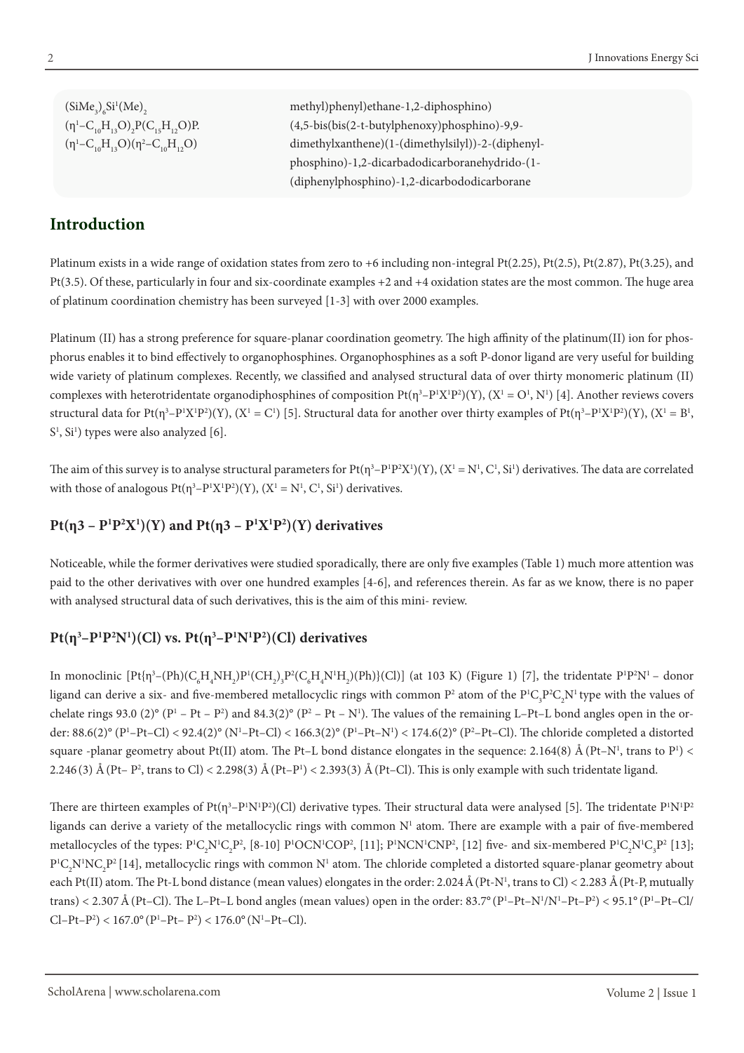| | |
|---|---|
| $(SiMe_3)_6Si^1(Me)_2$ | methyl)phenyl)ethane-1,2-diphosphino) |
| $(\eta^1-C_{10}H_{13}O)_2P(C_{15}H_{12}O)P.$ | (4,5-bis(bis(2-t-butylphenoxy)phosphino)-9,9- |
| $(\eta^1-C_{10}H_{13}O)(\eta^2-C_{10}H_{12}O)$ | dimethylxanthene)(1-(dimethylsilyl))-2-(diphenyl- |
| | phosphino)-1,2-dicarbadodicarboranehydrido-(1- |
| | (diphenylphosphino)-1,2-dicarbododicarborane |

## Introduction

Platinum exists in a wide range of oxidation states from zero to +6 including non-integral Pt(2.25), Pt(2.5), Pt(2.87), Pt(3.25), and Pt(3.5). Of these, particularly in four and six-coordinate examples +2 and +4 oxidation states are the most common. The huge area of platinum coordination chemistry has been surveyed [1-3] with over 2000 examples.

Platinum (II) has a strong preference for square-planar coordination geometry. The high affinity of the platinum(II) ion for phosphorus enables it to bind effectively to organophosphines. Organophosphines as a soft P-donor ligand are very useful for building wide variety of platinum complexes. Recently, we classified and analysed structural data of over thirty monomeric platinum (II) complexes with heterotridentate organodiphosphines of composition $Pt(\eta^3-P^1X^1P^2)(Y)$, ($X^1 = O^1, N^1$) [4]. Another reviews covers structural data for $Pt(\eta^3-P^1X^1P^2)(Y)$, ($X^1 = C^1$) [5]. Structural data for another over thirty examples of $Pt(\eta^3-P^1X^1P^2)(Y)$, ($X^1 = B^1, S^1, Si^1$) types were also analyzed [6].

The aim of this survey is to analyse structural parameters for $Pt(\eta^3-P^1P^2X^1)(Y)$, ($X^1 = N^1, C^1, Si^1$) derivatives. The data are correlated with those of analogous $Pt(\eta^3-P^1X^1P^2)(Y)$, ($X^1 = N^1, C^1, Si^1$) derivatives.

### $Pt(\eta3 - P^1P^2X^1)(Y)$ and $Pt(\eta3 - P^1X^1P^2)(Y)$ derivatives

Noticeable, while the former derivatives were studied sporadically, there are only five examples (Table 1) much more attention was paid to the other derivatives with over one hundred examples [4-6], and references therein. As far as we know, there is no paper with analysed structural data of such derivatives, this is the aim of this mini- review.

### $Pt(\eta^3-P^1P^2N^1)(Cl)$ vs. $Pt(\eta^3-P^1N^1P^2)(Cl)$ derivatives

In monoclinic $[Pt\{\eta^3-(Ph)(C_6H_4NH_2)P^1(CH_2)_3P^2(C_6H_4N^1H_2)(Ph)\}(Cl)]$ (at 103 K) (Figure 1) [7], the tridentate $P^1P^2N^1$ – donor ligand can derive a six- and five-membered metallocyclic rings with common $P^2$ atom of the $P^1C_3P^2C_2N^1$ type with the values of chelate rings 93.0 (2)° ($P^1 - Pt - P^2$) and 84.3(2)° ($P^2 - Pt - N^1$). The values of the remaining L–Pt–L bond angles open in the order: 88.6(2)° ($P^1$–Pt–Cl) < 92.4(2)° ($N^1$–Pt–Cl) < 166.3(2)° ($P^1$–Pt–$N^1$) < 174.6(2)° ($P^2$–Pt–Cl). The chloride completed a distorted square -planar geometry about Pt(II) atom. The Pt–L bond distance elongates in the sequence: 2.164(8) Å (Pt–$N^1$, trans to $P^1$) < 2.246 (3) Å (Pt– $P^2$, trans to Cl) < 2.298(3) Å (Pt–$P^1$) < 2.393(3) Å (Pt–Cl). This is only example with such tridentate ligand.

There are thirteen examples of $Pt(\eta^3-P^1N^1P^2)(Cl)$ derivative types. Their structural data were analysed [5]. The tridentate $P^1N^1P^2$ ligands can derive a variety of the metallocyclic rings with common $N^1$ atom. There are example with a pair of five-membered metallocycles of the types: $P^1C_2N^1C_2P^2$, [8-10] $P^1OCN^1COP^2$, [11]; $P^1NCN^1CNP^2$, [12] five- and six-membered $P^1C_2N^1C_3P^2$ [13]; $P^1C_2N^1NC_2P^2$ [14], metallocyclic rings with common $N^1$ atom. The chloride completed a distorted square-planar geometry about each Pt(II) atom. The Pt-L bond distance (mean values) elongates in the order: 2.024 Å (Pt-$N^1$, trans to Cl) < 2.283 Å (Pt-P, mutually trans) < 2.307 Å (Pt–Cl). The L–Pt–L bond angles (mean values) open in the order: 83.7° ($P^1$–Pt–$N^1$/$N^1$–Pt–$P^2$) < 95.1° ($P^1$–Pt–Cl/Cl–Pt–$P^2$) < 167.0° ($P^1$–Pt– $P^2$) < 176.0° ($N^1$–Pt–Cl).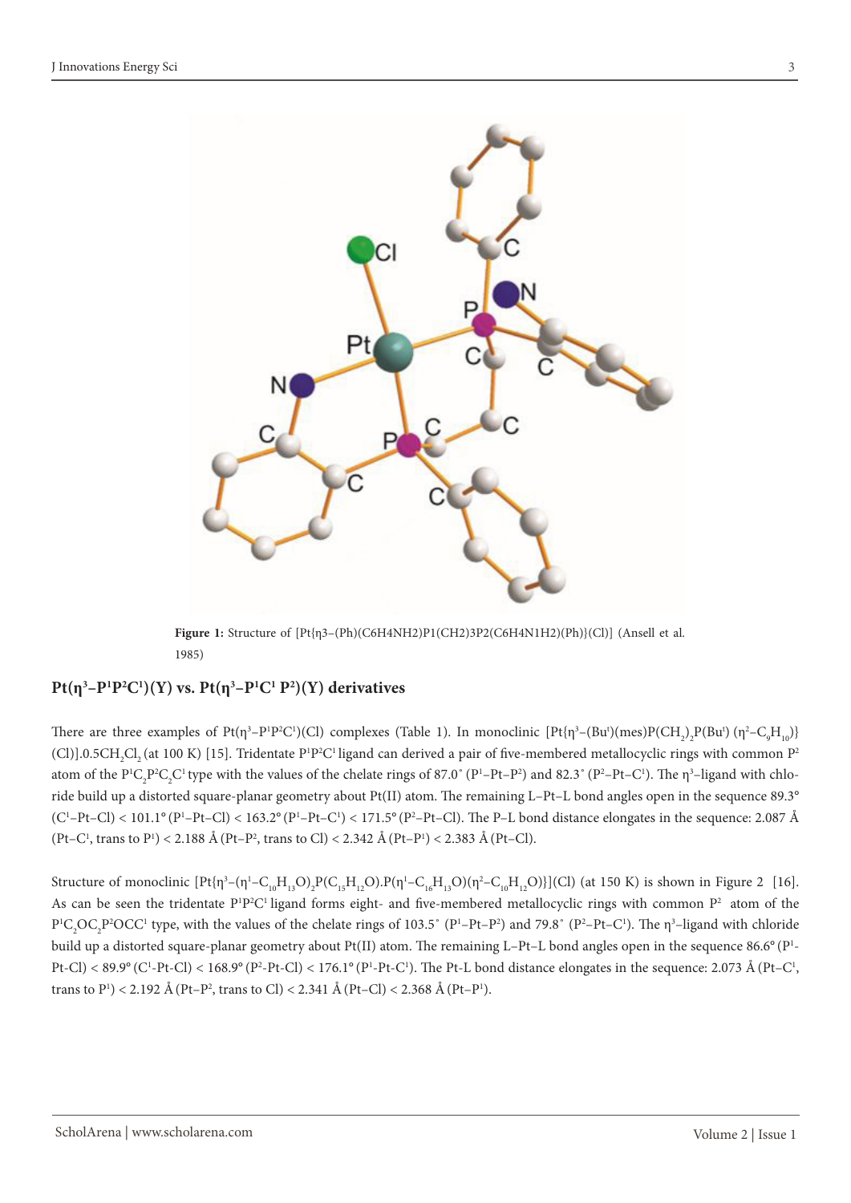Figure 1: Structure of [Pt{η3–(Ph)(C6H4NH2)P1(CH2)3P2(C6H4N1H2)(Ph)}(Cl)] (Ansell et al. 1985)

## Pt($\eta^3$–$P^1P^2C^1$)(Y) vs. Pt($\eta^3$–$P^1C^1$ $P^2$)(Y) derivatives

There are three examples of Pt($\eta^3$–$P^1P^2C^1$)(Cl) complexes (Table 1). In monoclinic [Pt{$\eta^3$–(Bu$^t$)(mes)P($CH_2$)$_2$P(Bu$^t$) ($\eta^2$–$C_9H_{10}$)}(Cl)].0.5$CH_2Cl_2$ (at 100 K) [15]. Tridentate $P^1P^2C^1$ ligand can derived a pair of five-membered metallocyclic rings with common $P^2$ atom of the $P^1C_2P^2C_2C^1$ type with the values of the chelate rings of 87.0˚ ($P^1$–Pt–$P^2$) and 82.3˚ ($P^2$–Pt–$C^1$). The $\eta^3$–ligand with chloride build up a distorted square-planar geometry about Pt(II) atom. The remaining L–Pt–L bond angles open in the sequence 89.3° ($C^1$–Pt–Cl) < 101.1° ($P^1$–Pt–Cl) < 163.2° ($P^1$–Pt–$C^1$) < 171.5° ($P^2$–Pt–Cl). The P–L bond distance elongates in the sequence: 2.087 Å (Pt–$C^1$, trans to $P^1$) < 2.188 Å (Pt–$P^2$, trans to Cl) < 2.342 Å (Pt–$P^1$) < 2.383 Å (Pt–Cl).

Structure of monoclinic [Pt{$\eta^3$–($\eta^1$–$C_{10}H_{13}O$)$_2$P($C_{15}H_{12}O$).P($\eta^1$–$C_{16}H_{13}O$)($\eta^2$–$C_{10}H_{12}O$)}](Cl) (at 150 K) is shown in Figure 2 [16]. As can be seen the tridentate $P^1P^2C^1$ ligand forms eight- and five-membered metallocyclic rings with common $P^2$ atom of the $P^1C_2OC_2P^2OCC^1$ type, with the values of the chelate rings of 103.5˚ ($P^1$–Pt–$P^2$) and 79.8˚ ($P^2$–Pt–$C^1$). The $\eta^3$–ligand with chloride build up a distorted square-planar geometry about Pt(II) atom. The remaining L–Pt–L bond angles open in the sequence 86.6° ($P^1$-Pt-Cl) < 89.9° ($C^1$-Pt-Cl) < 168.9° ($P^2$-Pt-Cl) < 176.1° ($P^1$-Pt-$C^1$). The Pt-L bond distance elongates in the sequence: 2.073 Å (Pt–$C^1$, trans to $P^1$) < 2.192 Å (Pt–$P^2$, trans to Cl) < 2.341 Å (Pt–Cl) < 2.368 Å (Pt–$P^1$).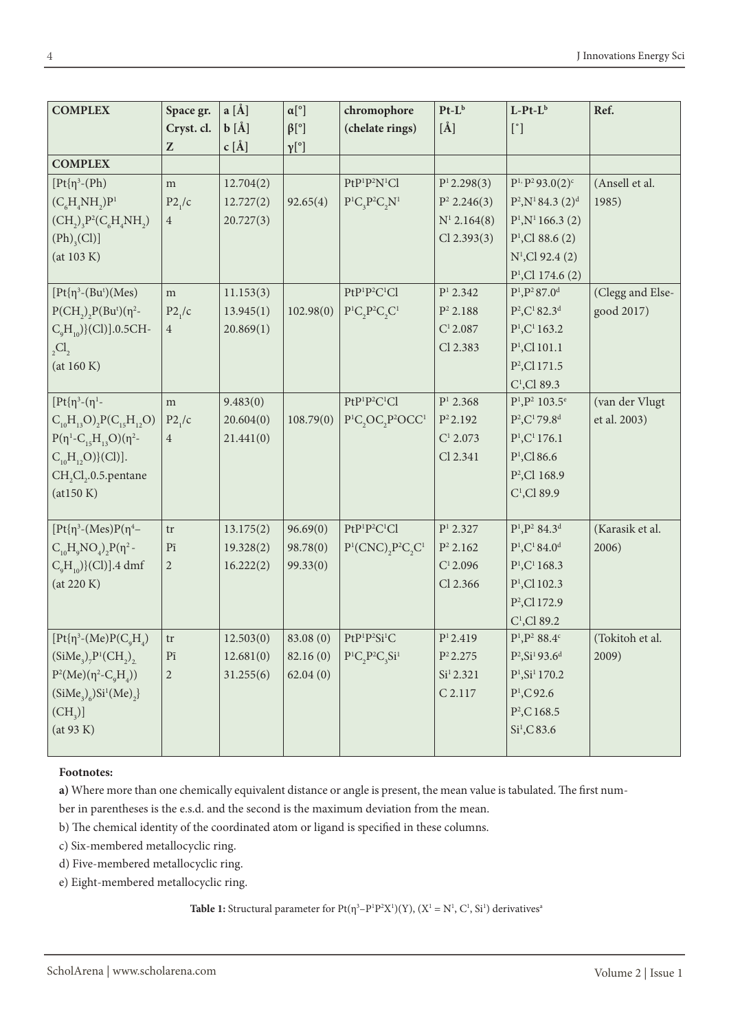| COMPLEX | Space gr. Cryst. cl. Z | a [Å] b [Å] c [Å] | α[°] β[°] γ[°] | chromophore (chelate rings) | Pt-L[b] [Å] | L-Pt-L[b] [°] | Ref. |
|---|---|---|---|---|---|---|---|
| COMPLEX | | | | | | | |
| $[Pt\{\eta^3-(Ph)(C_6H_4NH_2)P^1(CH_2)_3P^2(C_6H_4NH_2)(Ph)_3(Cl)]$ (at 103 K) | m $P2_1/c$ 4 | 12.704(2) 12.727(2) 20.727(3) | 92.65(4) | $PtP^1P^2N^1Cl$ $P^1C_3P^2C_2N^1$ | $P^1$ 2.298(3) $P^2$ 2.246(3) $N^1$ 2.164(8) Cl 2.393(3) | $P^1$, $P^2$ 93.0(2)[c] $P^2$,$N^1$ 84.3 (2)[d] $P^1$,$N^1$ 166.3 (2) $P^1$,Cl 88.6 (2) $N^1$,Cl 92.4 (2) $P^1$,Cl 174.6 (2) | (Ansell et al. 1985) |
| $[Pt\{\eta^3-(Bu^t)(Mes)P(CH_2)_2P(Bu^t)(\eta^2-C_9H_{10})\}(Cl)].0.5CH_2Cl_2$ (at 160 K) | m $P2_1/c$ 4 | 11.153(3) 13.945(1) 20.869(1) | 102.98(0) | $PtP^1P^2C^1Cl$ $P^1C_2P^2C_2C^1$ | $P^1$ 2.342 $P^2$ 2.188 $C^1$ 2.087 Cl 2.383 | $P^1$,$P^2$ 87.0[d] $P^2$,$C^1$ 82.3[d] $P^1$,$C^1$ 163.2 $P^1$,Cl 101.1 $P^2$,Cl 171.5 $C^1$,Cl 89.3 | (Clegg and Elsegood 2017) |
| $[Pt\{\eta^3-(\eta^1-C_{10}H_{13}O)_2P(C_{15}H_{12}O)P(\eta^1-C_{15}H_{13}O)(\eta^2-C_{10}H_{12}O)\}(Cl)].CH_2Cl_2.0.5$.pentane (at150 K) | m $P2_1/c$ 4 | 9.483(0) 20.604(0) 21.441(0) | 108.79(0) | $PtP^1P^2C^1Cl$ $P^1C_2OC_2P^2OCC^1$ | $P^1$ 2.368 $P^2$ 2.192 $C^1$ 2.073 Cl 2.341 | $P^1$,$P^2$ 103.5[e] $P^2$,$C^1$ 79.8[d] $P^1$,$C^1$ 176.1 $P^1$,Cl 86.6 $P^2$,Cl 168.9 $C^1$,Cl 89.9 | (van der Vlugt et al. 2003) |
| $[Pt\{\eta^3-(Mes)P(\eta^4-C_{10}H_9NO_4)_2P(\eta^2-C_9H_{10})\}(Cl)].4$ dmf (at 220 K) | tr $P\bar{1}$ 2 | 13.175(2) 19.328(2) 16.222(2) | 96.69(0) 98.78(0) 99.33(0) | $PtP^1P^2C^1Cl$ $P^1(CNC)_2P^2C_2C^1$ | $P^1$ 2.327 $P^2$ 2.162 $C^1$ 2.096 Cl 2.366 | $P^1$,$P^2$ 84.3[d] $P^1$,$C^1$ 84.0[d] $P^1$,$C^1$ 168.3 $P^1$,Cl 102.3 $P^2$,Cl 172.9 $C^1$,Cl 89.2 | (Karasik et al. 2006) |
| $[Pt\{\eta^3-(Me)P(C_9H_4)(SiMe_3)_7P^1(CH_2)_2P^2(Me)(\eta^2-C_9H_4))(SiMe_3)_6)Si^1(Me)_2\}(CH_3)]$ (at 93 K) | tr $P\bar{1}$ 2 | 12.503(0) 12.681(0) 31.255(6) | 83.08 (0) 82.16 (0) 62.04 (0) | $PtP^1P^2Si^1C$ $P^1C_2P^2C_3Si^1$ | $P^1$ 2.419 $P^2$ 2.275 $Si^1$ 2.321 C 2.117 | $P^1$,$P^2$ 88.4[c] $P^2$,$Si^1$ 93.6[d] $P^1$,$Si^1$ 170.2 $P^1$,C 92.6 $P^2$,C 168.5 $Si^1$,C 83.6 | (Tokitoh et al. 2009) |

**Footnotes:**

**a)** Where more than one chemically equivalent distance or angle is present, the mean value is tabulated. The first number in parentheses is the e.s.d. and the second is the maximum deviation from the mean.

b) The chemical identity of the coordinated atom or ligand is specified in these columns.

c) Six-membered metallocyclic ring.

d) Five-membered metallocyclic ring.

e) Eight-membered metallocyclic ring.

**Table 1:** Structural parameter for $Pt(\eta^3-P^1P^2X^1)(Y)$, ($X^1 = N^1, C^1, Si^1$) derivatives[a]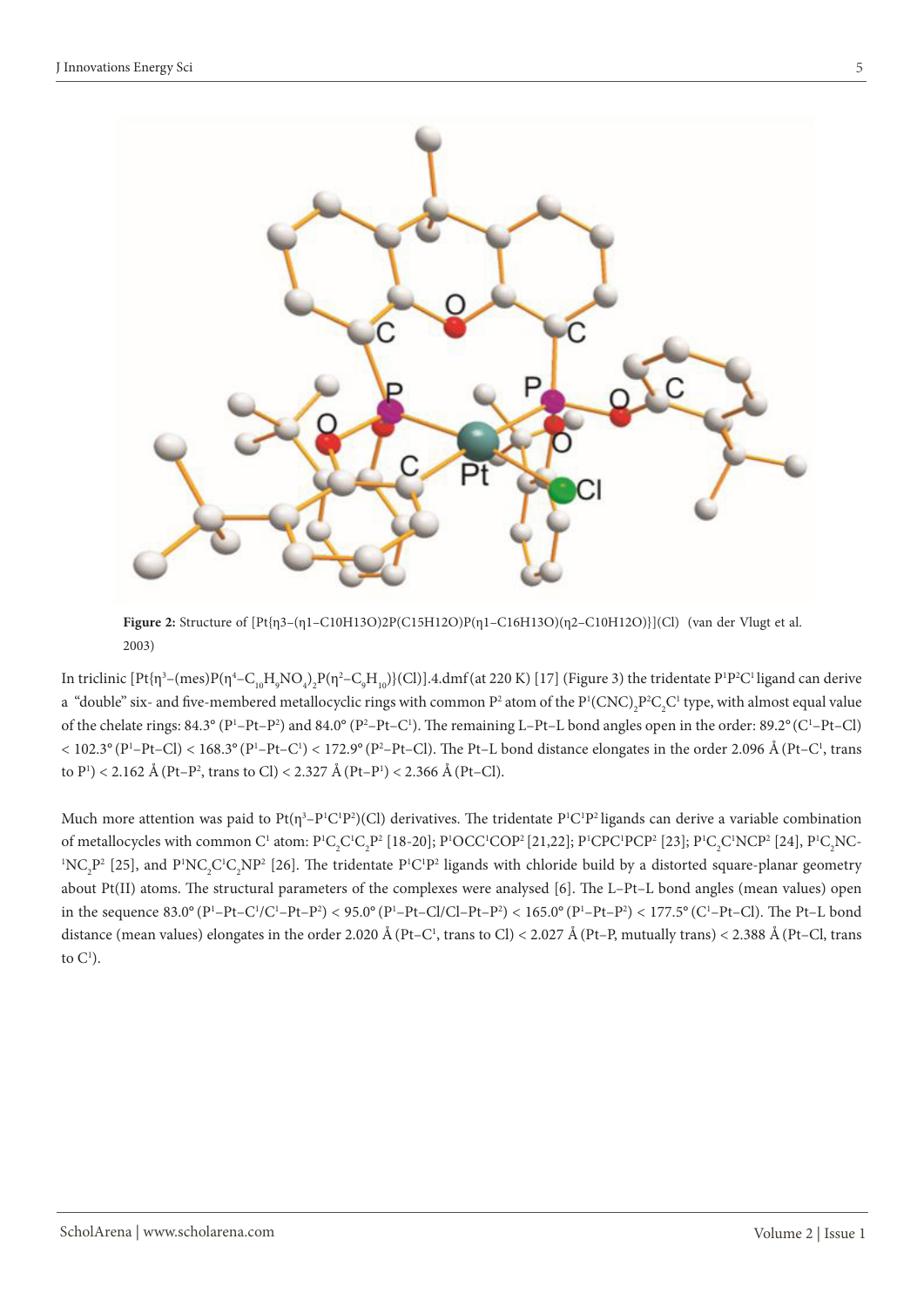**Figure 2:** Structure of [Pt{η3–(η1–C10H13O)2P(C15H12O)P(η1–C16H13O)(η2–C10H12O)}](Cl) (van der Vlugt et al. 2003)

In triclinic [Pt{η[3]–(mes)P(η[4]–$C_{10}H_9NO_4)_2$P(η[2]–$C_9H_{10}$)}(Cl)].4.dmf (at 220 K) [17] (Figure 3) the tridentate $P^1P^2C^1$ ligand can derive a "double" six- and five-membered metallocyclic rings with common $P^2$ atom of the $P^1(CNC)_2P^2C_2C^1$ type, with almost equal value of the chelate rings: 84.3° ($P^1$–Pt–$P^2$) and 84.0° ($P^2$–Pt–$C^1$). The remaining L–Pt–L bond angles open in the order: 89.2° ($C^1$–Pt–Cl) < 102.3° ($P^1$–Pt–Cl) < 168.3° ($P^1$–Pt–$C^1$) < 172.9° ($P^2$–Pt–Cl). The Pt–L bond distance elongates in the order 2.096 Å (Pt–$C^1$, trans to $P^1$) < 2.162 Å (Pt–$P^2$, trans to Cl) < 2.327 Å (Pt–$P^1$) < 2.366 Å (Pt–Cl).

Much more attention was paid to Pt(η[3]–$P^1C^1P^2$)(Cl) derivatives. The tridentate $P^1C^1P^2$ ligands can derive a variable combination of metallocycles with common $C^1$ atom: $P^1C_2C^1C_2P^2$ [18-20]; $P^1OCC^1COP^2$ [21,22]; $P^1CPC^1PCP^2$ [23]; $P^1C_2C^1NCP^2$ [24], $P^1C_2NC$-$^1NC_2P^2$ [25], and $P^1NC_2C^1C_2NP^2$ [26]. The tridentate $P^1C^1P^2$ ligands with chloride build by a distorted square-planar geometry about Pt(II) atoms. The structural parameters of the complexes were analysed [6]. The L–Pt–L bond angles (mean values) open in the sequence 83.0° ($P^1$–Pt–$C^1$/$C^1$–Pt–$P^2$) < 95.0° ($P^1$–Pt–Cl/Cl–Pt–$P^2$) < 165.0° ($P^1$–Pt–$P^2$) < 177.5° ($C^1$–Pt–Cl). The Pt–L bond distance (mean values) elongates in the order 2.020 Å (Pt–$C^1$, trans to Cl) < 2.027 Å (Pt–P, mutually trans) < 2.388 Å (Pt–Cl, trans to $C^1$).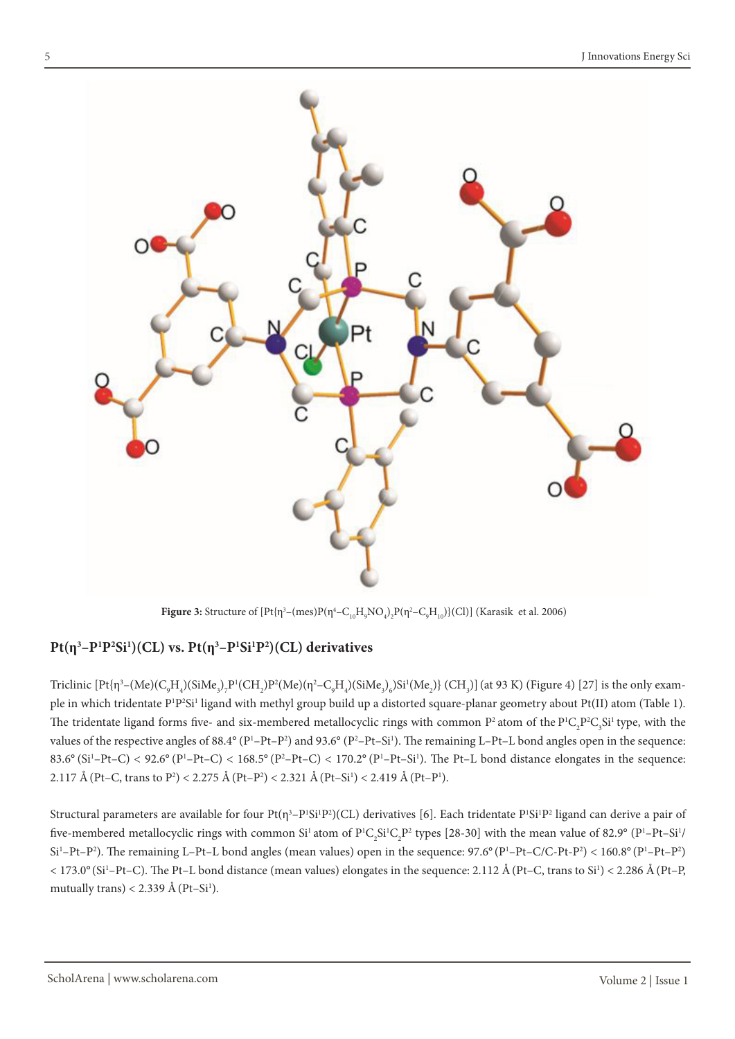Figure 3: Structure of [Pt{$\eta^3$–(mes)P($\eta^4$–$C_{10}H_9NO_4$)$_2$P($\eta^2$–$C_9H_{10}$)}(Cl)] (Karasik et al. 2006)

## Pt($\eta^3$–$P^1P^2Si^1$)(CL) vs. Pt($\eta^3$–$P^1Si^1P^2$)(CL) derivatives

Triclinic [Pt{$\eta^3$–(Me)($C_9H_4$)($SiMe_3$)$_2$$P^1$($CH_2$)$P^2$(Me)($\eta^2$–$C_9H_4$)($SiMe_3$)$_6$)$Si^1$($Me_2$)} ($CH_3$)] (at 93 K) (Figure 4) [27] is the only example in which tridentate $P^1P^2Si^1$ ligand with methyl group build up a distorted square-planar geometry about Pt(II) atom (Table 1). The tridentate ligand forms five- and six-membered metallocyclic rings with common $P^2$ atom of the $P^1C_2P^2C_3Si^1$ type, with the values of the respective angles of 88.4° ($P^1$–Pt–$P^2$) and 93.6° ($P^2$–Pt–$Si^1$). The remaining L–Pt–L bond angles open in the sequence: 83.6° ($Si^1$–Pt–C) < 92.6° ($P^1$–Pt–C) < 168.5° ($P^2$–Pt–C) < 170.2° ($P^1$–Pt–$Si^1$). The Pt–L bond distance elongates in the sequence: 2.117 Å (Pt–C, trans to $P^2$) < 2.275 Å (Pt–$P^2$) < 2.321 Å (Pt–$Si^1$) < 2.419 Å (Pt–$P^1$).

Structural parameters are available for four Pt($\eta^3$–$P^1Si^1P^2$)(CL) derivatives [6]. Each tridentate $P^1Si^1P^2$ ligand can derive a pair of five-membered metallocyclic rings with common $Si^1$ atom of $P^1C_2Si^1C_2P^2$ types [28-30] with the mean value of 82.9° ($P^1$–Pt–$Si^1$/ $Si^1$–Pt–$P^2$). The remaining L–Pt–L bond angles (mean values) open in the sequence: 97.6° ($P^1$–Pt–C/C-Pt-$P^2$) < 160.8° ($P^1$–Pt–$P^2$) < 173.0° ($Si^1$–Pt–C). The Pt–L bond distance (mean values) elongates in the sequence: 2.112 Å (Pt–C, trans to $Si^1$) < 2.286 Å (Pt–P, mutually trans) < 2.339 Å (Pt–$Si^1$).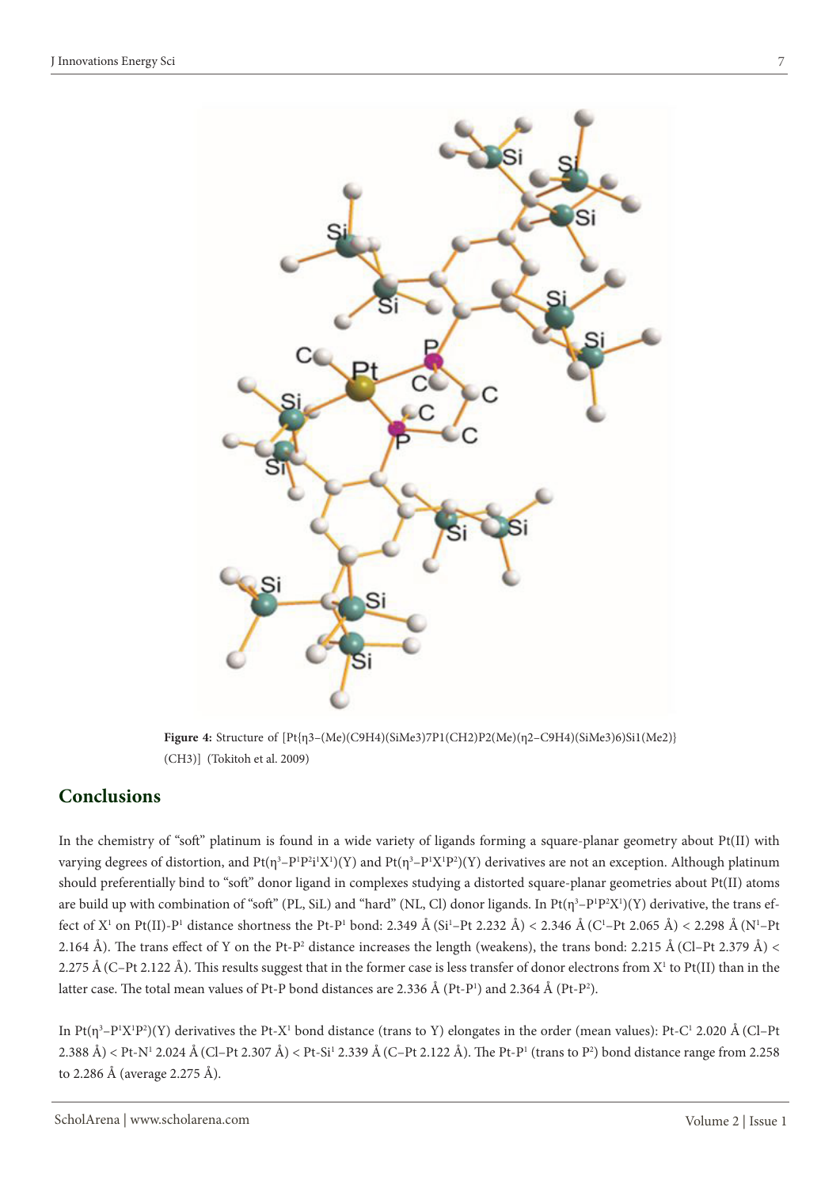Figure 4: Structure of [Pt{η3–(Me)(C9H4)(SiMe3)7P1(CH2)P2(Me)(η2–C9H4)(SiMe3)6)Si1(Me2)}(CH3)] (Tokitoh et al. 2009)

## Conclusions

In the chemistry of "soft" platinum is found in a wide variety of ligands forming a square-planar geometry about Pt(II) with varying degrees of distortion, and Pt($\eta^3$–P$^1$P$^2$i$^1$X$^1$)(Y) and Pt($\eta^3$–P$^1$X$^1$P$^2$)(Y) derivatives are not an exception. Although platinum should preferentially bind to "soft" donor ligand in complexes studying a distorted square-planar geometries about Pt(II) atoms are build up with combination of "soft" (PL, SiL) and "hard" (NL, Cl) donor ligands. In Pt($\eta^3$–P$^1$P$^2$X$^1$)(Y) derivative, the trans effect of X$^1$ on Pt(II)-P$^1$ distance shortness the Pt-P$^1$ bond: 2.349 Å (Si$^1$–Pt 2.232 Å) < 2.346 Å (C$^1$–Pt 2.065 Å) < 2.298 Å (N$^1$–Pt 2.164 Å). The trans effect of Y on the Pt-P$^2$ distance increases the length (weakens), the trans bond: 2.215 Å (Cl–Pt 2.379 Å) < 2.275 Å (C–Pt 2.122 Å). This results suggest that in the former case is less transfer of donor electrons from X$^1$ to Pt(II) than in the latter case. The total mean values of Pt-P bond distances are 2.336 Å (Pt-P$^1$) and 2.364 Å (Pt-P$^2$).

In Pt($\eta^3$–P$^1$X$^1$P$^2$)(Y) derivatives the Pt-X$^1$ bond distance (trans to Y) elongates in the order (mean values): Pt-C$^1$ 2.020 Å (Cl–Pt 2.388 Å) < Pt-N$^1$ 2.024 Å (Cl–Pt 2.307 Å) < Pt-Si$^1$ 2.339 Å (C–Pt 2.122 Å). The Pt-P$^1$ (trans to P$^2$) bond distance range from 2.258 to 2.286 Å (average 2.275 Å).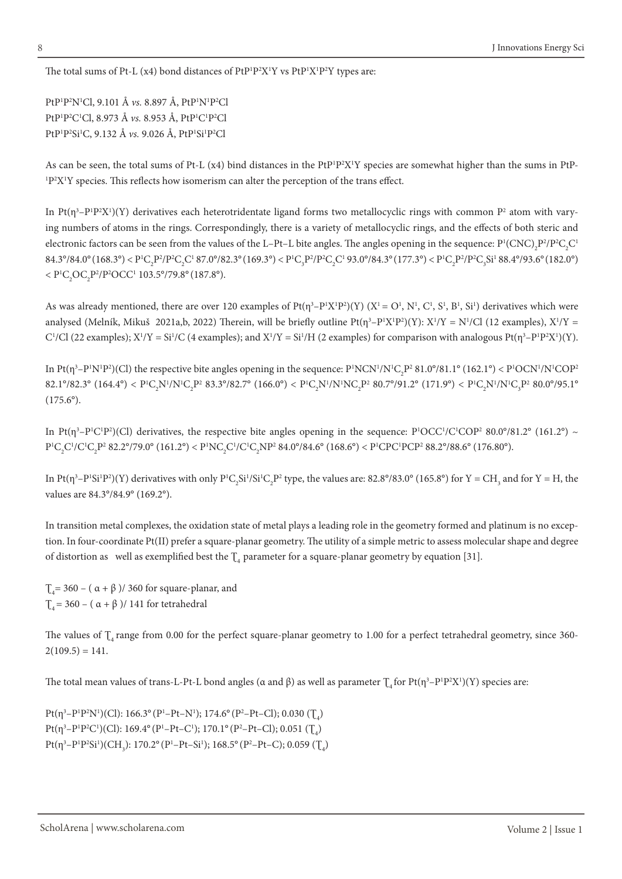The total sums of Pt-L (x4) bond distances of $PtP^1P^2X^1Y$ vs $PtP^1X^1P^2Y$ types are:

$PtP^1P^2N^1Cl$, 9.101 Å *vs.* 8.897 Å, $PtP^1N^1P^2Cl$
$PtP^1P^2C^1Cl$, 8.973 Å *vs.* 8.953 Å, $PtP^1C^1P^2Cl$
$PtP^1P^2Si^1C$, 9.132 Å *vs.* 9.026 Å, $PtP^1Si^1P^2Cl$

As can be seen, the total sums of Pt-L (x4) bind distances in the $PtP^1P^2X^1Y$ species are somewhat higher than the sums in $PtP^1P^2X^1Y$ species. This reflects how isomerism can alter the perception of the trans effect.

In $Pt(\eta^3–P^1P^2X^1)(Y)$ derivatives each heterotridentate ligand forms two metallocyclic rings with common $P^2$ atom with varying numbers of atoms in the rings. Correspondingly, there is a variety of metallocyclic rings, and the effects of both steric and electronic factors can be seen from the values of the L–Pt–L bite angles. The angles opening in the sequence: $P^1(CNC)_2P^2/P^2C_2C^1$ 84.3°/84.0° (168.3°) < $P^1C_2P^2/P^2C_2C^1$ 87.0°/82.3° (169.3°) < $P^1C_3P^2/P^2C_2C^1$ 93.0°/84.3° (177.3°) < $P^1C_2P^2/P^2C_3Si^1$ 88.4°/93.6° (182.0°) < $P^1C_2OC_2P^2/P^2OCC^1$ 103.5°/79.8° (187.8°).

As was already mentioned, there are over 120 examples of $Pt(\eta^3–P^1X^1P^2)(Y)$ ($X^1 = O^1, N^1, C^1, S^1, B^1, Si^1$) derivatives which were analysed (Melník, Mikuš 2021a,b, 2022) Therein, will be briefly outline $Pt(\eta^3–P^1X^1P^2)(Y)$: $X^1/Y = N^1/Cl$ (12 examples), $X^1/Y = C^1/Cl$ (22 examples); $X^1/Y = Si^1/C$ (4 examples); and $X^1/Y = Si^1/H$ (2 examples) for comparison with analogous $Pt(\eta^3–P^1P^2X^1)(Y)$.

In $Pt(\eta^3–P^1N^1P^2)(Cl)$ the respective bite angles opening in the sequence: $P^1NCN^1/N^1C_2P^2$ 81.0°/81.1° (162.1°) < $P^1OCN^1/N^1COP^2$ 82.1°/82.3° (164.4°) < $P^1C_2N^1/N^1C_2P^2$ 83.3°/82.7° (166.0°) < $P^1C_2N^1/N^1NC_2P^2$ 80.7°/91.2° (171.9°) < $P^1C_2N^1/N^1C_3P^2$ 80.0°/95.1° (175.6°).

In $Pt(\eta^3–P^1C^1P^2)(Cl)$ derivatives, the respective bite angles opening in the sequence: $P^1OCC^1/C^1COP^2$ 80.0°/81.2° (161.2°) ~ $P^1C_2C^1/C^1C_2P^2$ 82.2°/79.0° (161.2°) < $P^1NC_2C^1/C^1C_2NP^2$ 84.0°/84.6° (168.6°) < $P^1CPC^1PCP^2$ 88.2°/88.6° (176.80°).

In $Pt(\eta^3–P^1Si^1P^2)(Y)$ derivatives with only $P^1C_2Si^1/Si^1C_2P^2$ type, the values are: 82.8°/83.0° (165.8°) for $Y = CH_3$ and for Y = H, the values are 84.3°/84.9° (169.2°).

In transition metal complexes, the oxidation state of metal plays a leading role in the geometry formed and platinum is no exception. In four-coordinate Pt(II) prefer a square-planar geometry. The utility of a simple metric to assess molecular shape and degree of distortion as well as exemplified best the $\tau_4$ parameter for a square-planar geometry by equation [31].

$\tau_4 = 360 – (\alpha + \beta)/ 360$ for square-planar, and
$\tau_4 = 360 – (\alpha + \beta)/ 141$ for tetrahedral

The values of $\tau_4$ range from 0.00 for the perfect square-planar geometry to 1.00 for a perfect tetrahedral geometry, since $360-2(109.5) = 141$.

The total mean values of trans-L-Pt-L bond angles (α and β) as well as parameter $\tau_4$ for $Pt(\eta^3–P^1P^2X^1)(Y)$ species are:

$Pt(\eta^3–P^1P^2N^1)(Cl)$: 166.3° ($P^1–Pt–N^1$); 174.6° ($P^2–Pt–Cl$); 0.030 ($\tau_4$)
$Pt(\eta^3–P^1P^2C^1)(Cl)$: 169.4° ($P^1–Pt–C^1$); 170.1° ($P^2–Pt–Cl$); 0.051 ($\tau_4$)
$Pt(\eta^3–P^1P^2Si^1)(CH_3)$: 170.2° ($P^1–Pt–Si^1$); 168.5° ($P^2–Pt–C$); 0.059 ($\tau_4$)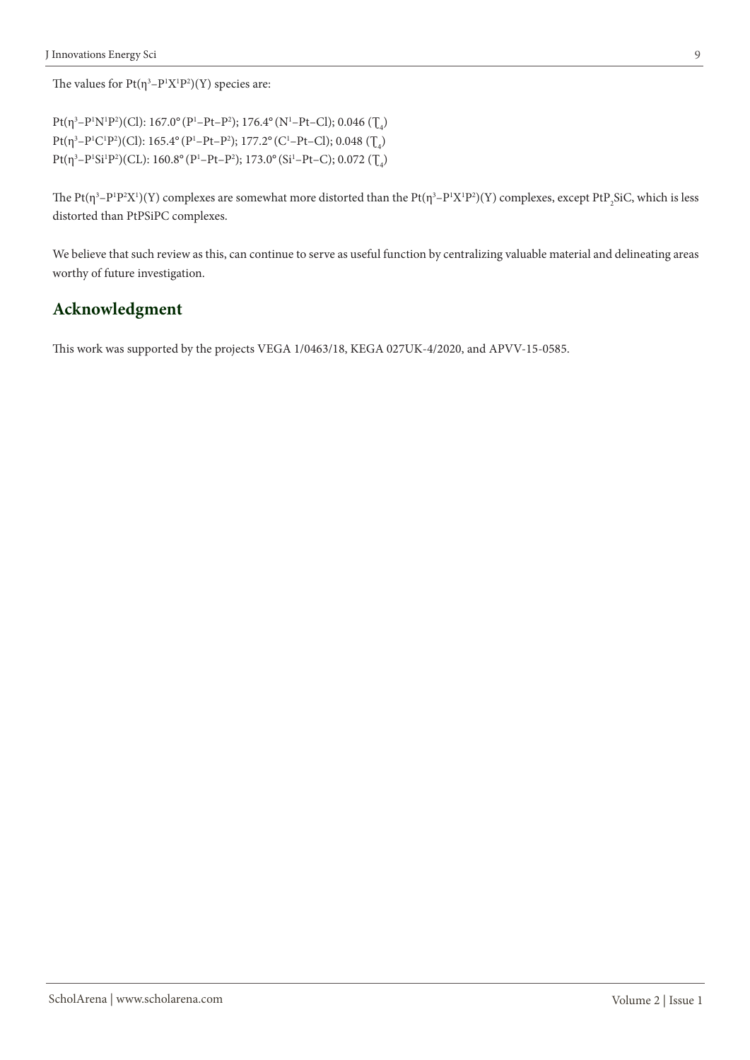The values for $Pt(\eta^3-P^1X^1P^2)(Y)$ species are:

$Pt(\eta^3-P^1N^1P^2)(Cl)$: 167.0° ($P^1-Pt-P^2$); 176.4° ($N^1-Pt-Cl$); 0.046 ($T_4$)
$Pt(\eta^3-P^1C^1P^2)(Cl)$: 165.4° ($P^1-Pt-P^2$); 177.2° ($C^1-Pt-Cl$); 0.048 ($T_4$)
$Pt(\eta^3-P^1Si^1P^2)(CL)$: 160.8° ($P^1-Pt-P^2$); 173.0° ($Si^1-Pt-C$); 0.072 ($T_4$)

The $Pt(\eta^3-P^1P^2X^1)(Y)$ complexes are somewhat more distorted than the $Pt(\eta^3-P^1X^1P^2)(Y)$ complexes, except $PtP_2SiC$, which is less distorted than PtPSiPC complexes.

We believe that such review as this, can continue to serve as useful function by centralizing valuable material and delineating areas worthy of future investigation.

## Acknowledgment

This work was supported by the projects VEGA 1/0463/18, KEGA 027UK-4/2020, and APVV-15-0585.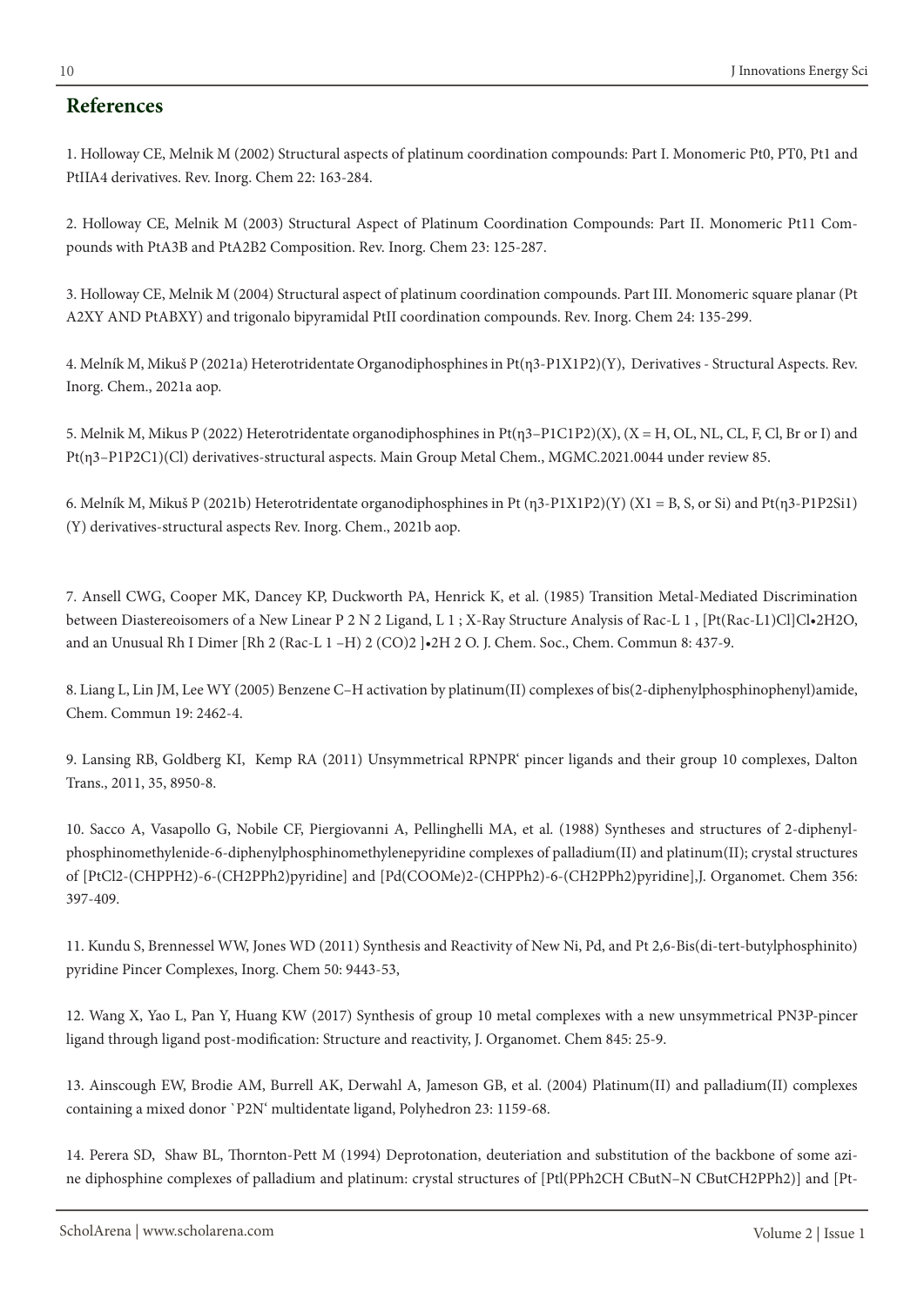## References

1. Holloway CE, Melnik M (2002) Structural aspects of platinum coordination compounds: Part I. Monomeric Pt0, PT0, Pt1 and PtIIA4 derivatives. Rev. Inorg. Chem 22: 163-284.

2. Holloway CE, Melnik M (2003) Structural Aspect of Platinum Coordination Compounds: Part II. Monomeric Pt11 Compounds with PtA3B and PtA2B2 Composition. Rev. Inorg. Chem 23: 125-287.

3. Holloway CE, Melnik M (2004) Structural aspect of platinum coordination compounds. Part III. Monomeric square planar (Pt A2XY AND PtABXY) and trigonalo bipyramidal PtII coordination compounds. Rev. Inorg. Chem 24: 135-299.

4. Melník M, Mikuš P (2021a) Heterotridentate Organodiphosphines in Pt(η3-P1X1P2)(Y), Derivatives - Structural Aspects. Rev. Inorg. Chem., 2021a aop.

5. Melnik M, Mikus P (2022) Heterotridentate organodiphosphines in Pt(η3–P1C1P2)(X), (X = H, OL, NL, CL, F, Cl, Br or I) and Pt(η3–P1P2C1)(Cl) derivatives-structural aspects. Main Group Metal Chem., MGMC.2021.0044 under review 85.

6. Melník M, Mikuš P (2021b) Heterotridentate organodiphosphines in Pt (η3-P1X1P2)(Y) (X1 = B, S, or Si) and Pt(η3-P1P2Si1)(Y) derivatives-structural aspects Rev. Inorg. Chem., 2021b aop.

7. Ansell CWG, Cooper MK, Dancey KP, Duckworth PA, Henrick K, et al. (1985) Transition Metal-Mediated Discrimination between Diastereoisomers of a New Linear P 2 N 2 Ligand, L 1 ; X-Ray Structure Analysis of Rac-L 1 , [Pt(Rac-L1)Cl]Cl•2H2O, and an Unusual Rh I Dimer [Rh 2 (Rac-L 1 –H) 2 (CO)2 ]•2H 2 O. J. Chem. Soc., Chem. Commun 8: 437-9.

8. Liang L, Lin JM, Lee WY (2005) Benzene C–H activation by platinum(II) complexes of bis(2-diphenylphosphinophenyl)amide, Chem. Commun 19: 2462-4.

9. Lansing RB, Goldberg KI, Kemp RA (2011) Unsymmetrical RPNPR' pincer ligands and their group 10 complexes, Dalton Trans., 2011, 35, 8950-8.

10. Sacco A, Vasapollo G, Nobile CF, Piergiovanni A, Pellinghelli MA, et al. (1988) Syntheses and structures of 2-diphenylphosphinomethylenide-6-diphenylphosphinomethylenepyridine complexes of palladium(II) and platinum(II); crystal structures of [PtCl2-(CHPPH2)-6-(CH2PPh2)pyridine] and [Pd(COOMe)2-(CHPPh2)-6-(CH2PPh2)pyridine],J. Organomet. Chem 356: 397-409.

11. Kundu S, Brennessel WW, Jones WD (2011) Synthesis and Reactivity of New Ni, Pd, and Pt 2,6-Bis(di-tert-butylphosphinito) pyridine Pincer Complexes, Inorg. Chem 50: 9443-53,

12. Wang X, Yao L, Pan Y, Huang KW (2017) Synthesis of group 10 metal complexes with a new unsymmetrical PN3P-pincer ligand through ligand post-modification: Structure and reactivity, J. Organomet. Chem 845: 25-9.

13. Ainscough EW, Brodie AM, Burrell AK, Derwahl A, Jameson GB, et al. (2004) Platinum(II) and palladium(II) complexes containing a mixed donor `P2N' multidentate ligand, Polyhedron 23: 1159-68.

14. Perera SD, Shaw BL, Thornton-Pett M (1994) Deprotonation, deuteriation and substitution of the backbone of some azine diphosphine complexes of palladium and platinum: crystal structures of [PtI(PPh2CH CButN–N CButCH2PPh2)] and [Pt-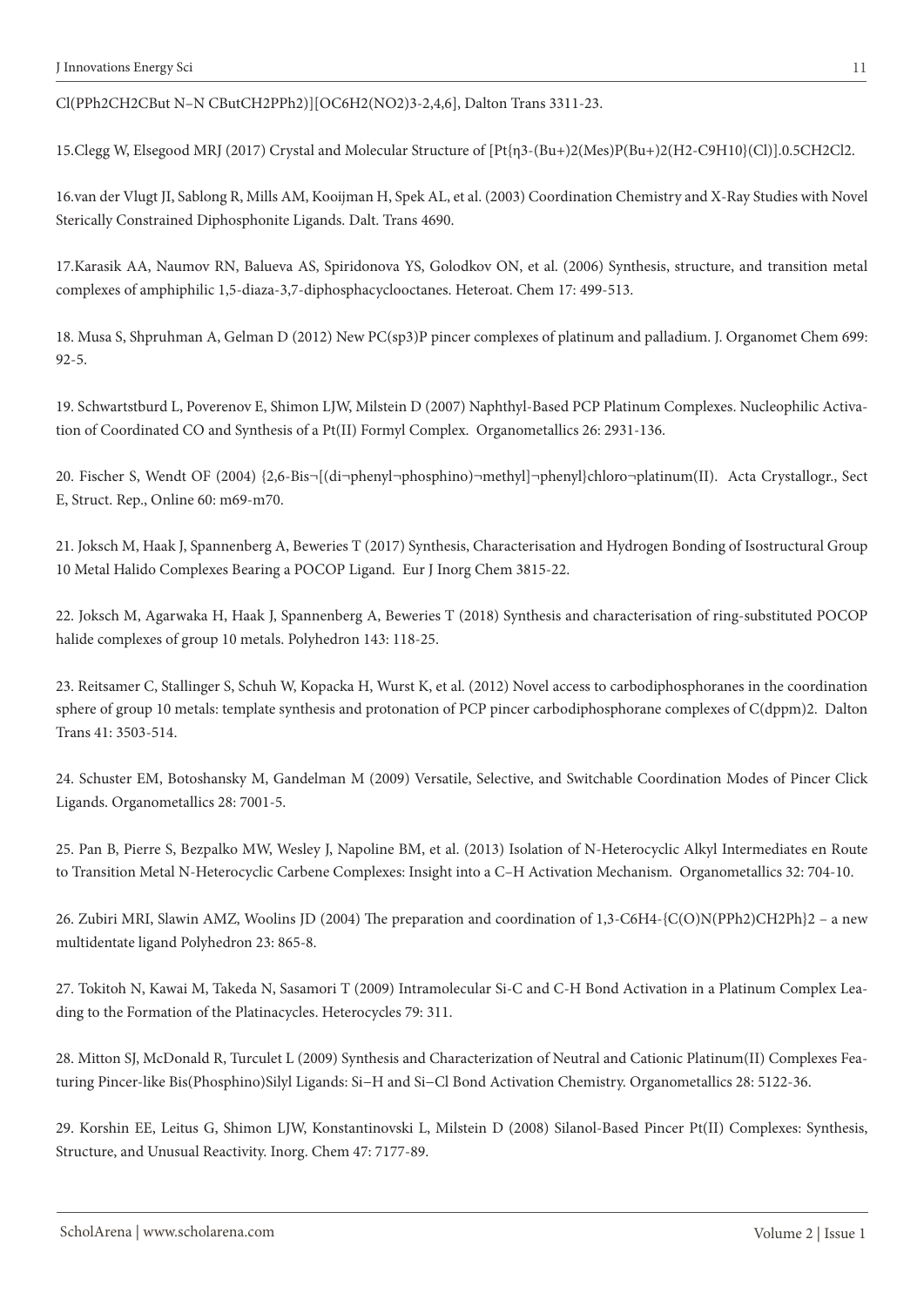Cl(PPh2CH2CBut N–N CButCH2PPh2)][OC6H2(NO2)3-2,4,6], Dalton Trans 3311-23.

15.Clegg W, Elsegood MRJ (2017) Crystal and Molecular Structure of [Pt{η3-(Bu+)2(Mes)P(Bu+)2(H2-C9H10}(Cl)].0.5CH2Cl2.

16.van der Vlugt JI, Sablong R, Mills AM, Kooijman H, Spek AL, et al. (2003) Coordination Chemistry and X-Ray Studies with Novel Sterically Constrained Diphosphonite Ligands. Dalt. Trans 4690.

17.Karasik AA, Naumov RN, Balueva AS, Spiridonova YS, Golodkov ON, et al. (2006) Synthesis, structure, and transition metal complexes of amphiphilic 1,5-diaza-3,7-diphosphacyclooctanes. Heteroat. Chem 17: 499-513.

18. Musa S, Shpruhman A, Gelman D (2012) New PC(sp3)P pincer complexes of platinum and palladium. J. Organomet Chem 699: 92-5.

19. Schwartstburd L, Poverenov E, Shimon LJW, Milstein D (2007) Naphthyl-Based PCP Platinum Complexes. Nucleophilic Activation of Coordinated CO and Synthesis of a Pt(II) Formyl Complex. Organometallics 26: 2931-136.

20. Fischer S, Wendt OF (2004) {2,6-Bis¬[(di¬phenyl¬phosphino)¬methyl]¬phenyl}chloro¬platinum(II). Acta Crystallogr., Sect E, Struct. Rep., Online 60: m69-m70.

21. Joksch M, Haak J, Spannenberg A, Beweries T (2017) Synthesis, Characterisation and Hydrogen Bonding of Isostructural Group 10 Metal Halido Complexes Bearing a POCOP Ligand. Eur J Inorg Chem 3815-22.

22. Joksch M, Agarwaka H, Haak J, Spannenberg A, Beweries T (2018) Synthesis and characterisation of ring-substituted POCOP halide complexes of group 10 metals. Polyhedron 143: 118-25.

23. Reitsamer C, Stallinger S, Schuh W, Kopacka H, Wurst K, et al. (2012) Novel access to carbodiphosphoranes in the coordination sphere of group 10 metals: template synthesis and protonation of PCP pincer carbodiphosphorane complexes of C(dppm)2. Dalton Trans 41: 3503-514.

24. Schuster EM, Botoshansky M, Gandelman M (2009) Versatile, Selective, and Switchable Coordination Modes of Pincer Click Ligands. Organometallics 28: 7001-5.

25. Pan B, Pierre S, Bezpalko MW, Wesley J, Napoline BM, et al. (2013) Isolation of N-Heterocyclic Alkyl Intermediates en Route to Transition Metal N-Heterocyclic Carbene Complexes: Insight into a C–H Activation Mechanism. Organometallics 32: 704-10.

26. Zubiri MRI, Slawin AMZ, Woolins JD (2004) The preparation and coordination of 1,3-C6H4-{C(O)N(PPh2)CH2Ph}2 – a new multidentate ligand Polyhedron 23: 865-8.

27. Tokitoh N, Kawai M, Takeda N, Sasamori T (2009) Intramolecular Si-C and C-H Bond Activation in a Platinum Complex Leading to the Formation of the Platinacycles. Heterocycles 79: 311.

28. Mitton SJ, McDonald R, Turculet L (2009) Synthesis and Characterization of Neutral and Cationic Platinum(II) Complexes Featuring Pincer-like Bis(Phosphino)Silyl Ligands: Si–H and Si–Cl Bond Activation Chemistry. Organometallics 28: 5122-36.

29. Korshin EE, Leitus G, Shimon LJW, Konstantinovski L, Milstein D (2008) Silanol-Based Pincer Pt(II) Complexes: Synthesis, Structure, and Unusual Reactivity. Inorg. Chem 47: 7177-89.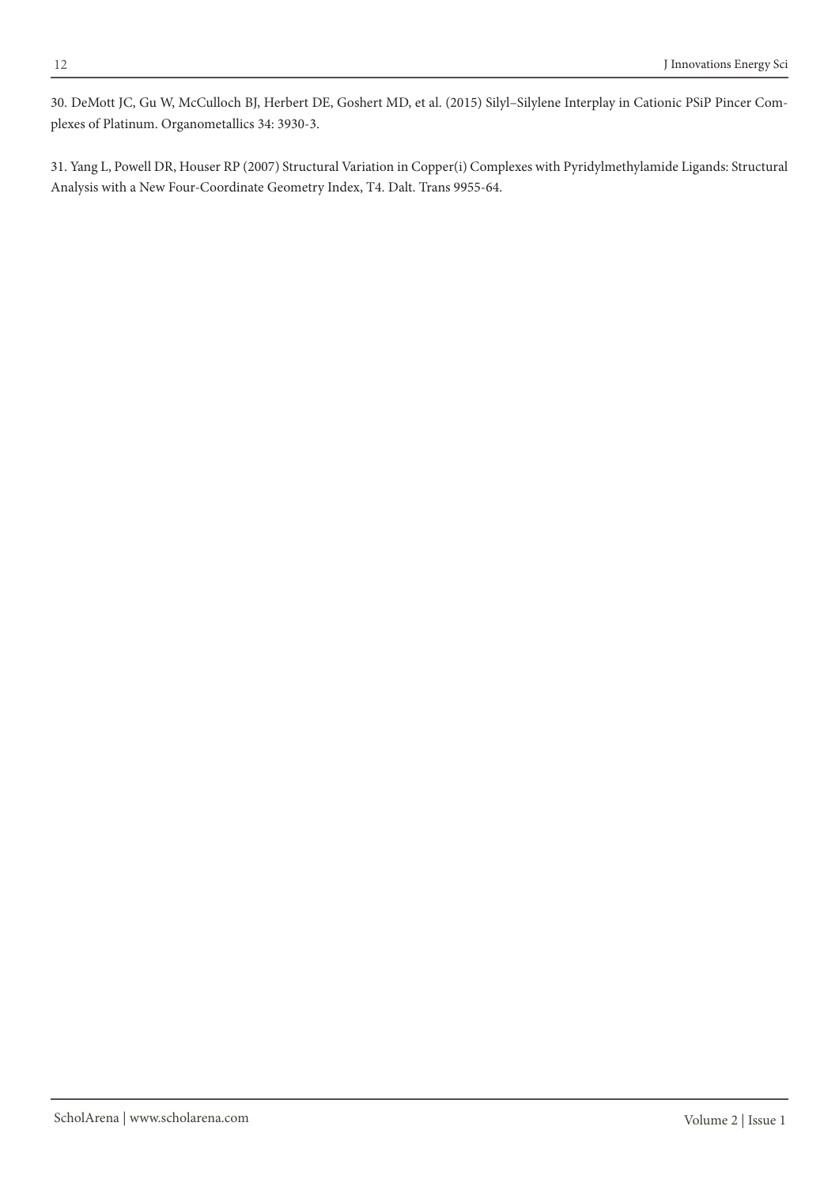30. DeMott JC, Gu W, McCulloch BJ, Herbert DE, Goshert MD, et al. (2015) Silyl–Silylene Interplay in Cationic PSiP Pincer Complexes of Platinum. Organometallics 34: 3930-3.

31. Yang L, Powell DR, Houser RP (2007) Structural Variation in Copper(i) Complexes with Pyridylmethylamide Ligands: Structural Analysis with a New Four-Coordinate Geometry Index, T4. Dalt. Trans 9955-64.